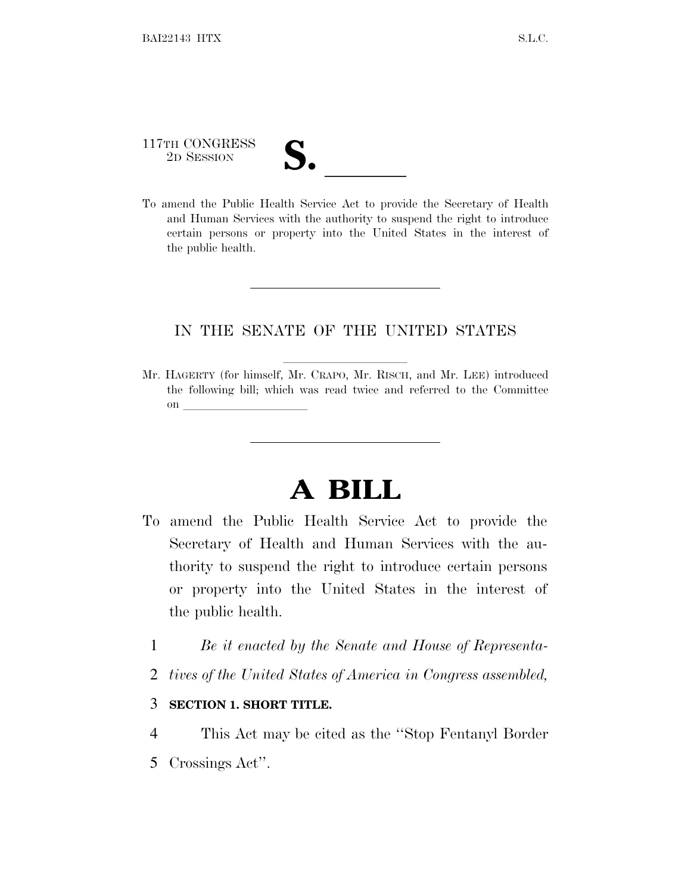117TH CONGRESS
2D SESSION

**S. \_\_\_\_\_\_**

To amend the Public Health Service Act to provide the Secretary of Health and Human Services with the authority to suspend the right to introduce certain persons or property into the United States in the interest of the public health.

---

IN THE SENATE OF THE UNITED STATES

---

Mr. HAGERTY (for himself, Mr. CRAPO, Mr. RISCH, and Mr. LEE) introduced the following bill; which was read twice and referred to the Committee on \_\_\_\_\_\_\_\_\_\_\_\_\_\_\_\_\_\_\_\_

---

# A BILL

To amend the Public Health Service Act to provide the Secretary of Health and Human Services with the authority to suspend the right to introduce certain persons or property into the United States in the interest of the public health.

1 *Be it enacted by the Senate and House of Representa-*
2 *tives of the United States of America in Congress assembled,*

3 **SECTION 1. SHORT TITLE.**

4 This Act may be cited as the ''Stop Fentanyl Border
5 Crossings Act''.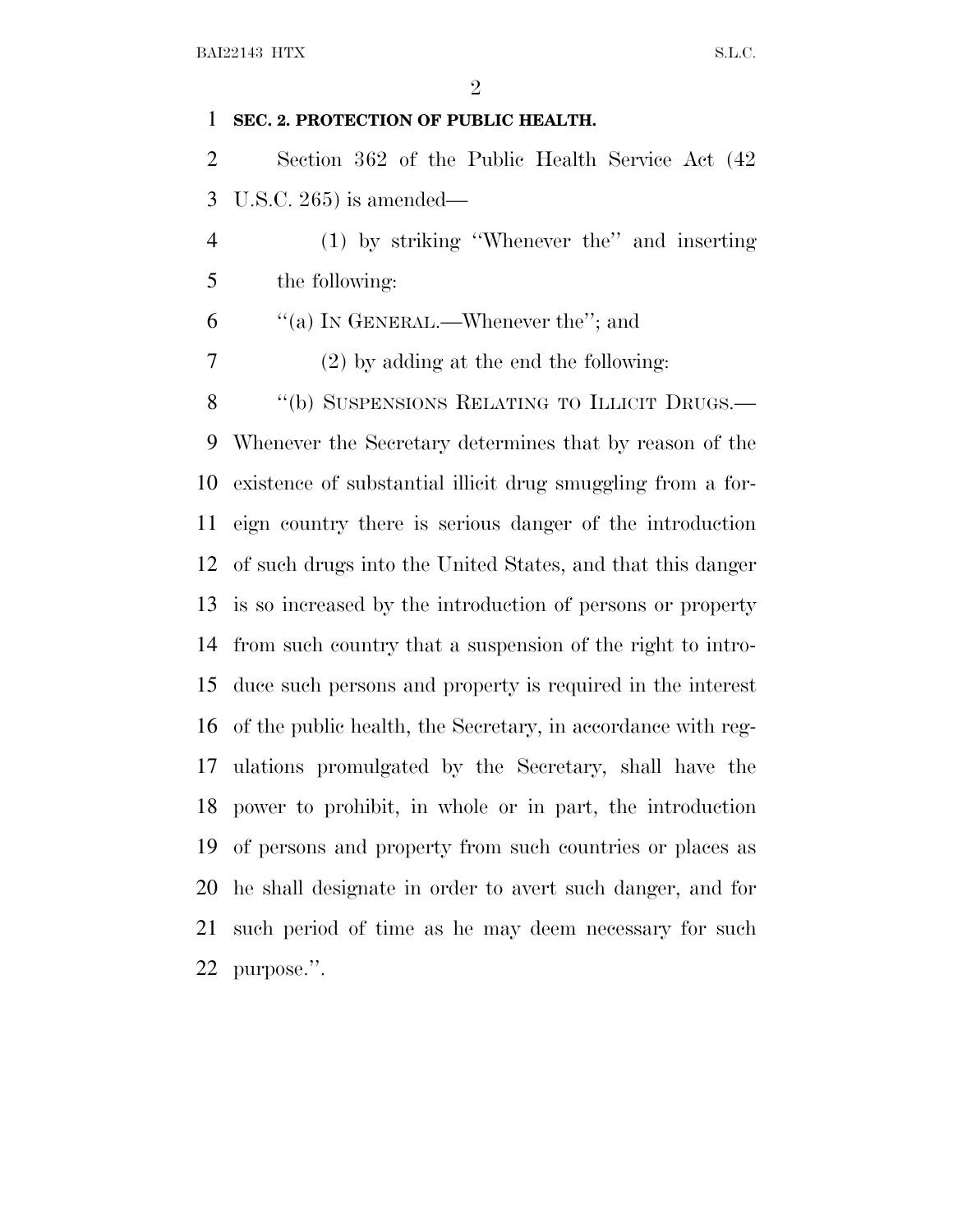**SEC. 2. PROTECTION OF PUBLIC HEALTH.**

Section 362 of the Public Health Service Act (42 U.S.C. 265) is amended—

(1) by striking ''Whenever the'' and inserting the following:

''(a) IN GENERAL.—Whenever the''; and

(2) by adding at the end the following:

''(b) SUSPENSIONS RELATING TO ILLICIT DRUGS.—Whenever the Secretary determines that by reason of the existence of substantial illicit drug smuggling from a foreign country there is serious danger of the introduction of such drugs into the United States, and that this danger is so increased by the introduction of persons or property from such country that a suspension of the right to introduce such persons and property is required in the interest of the public health, the Secretary, in accordance with regulations promulgated by the Secretary, shall have the power to prohibit, in whole or in part, the introduction of persons and property from such countries or places as he shall designate in order to avert such danger, and for such period of time as he may deem necessary for such purpose.''.